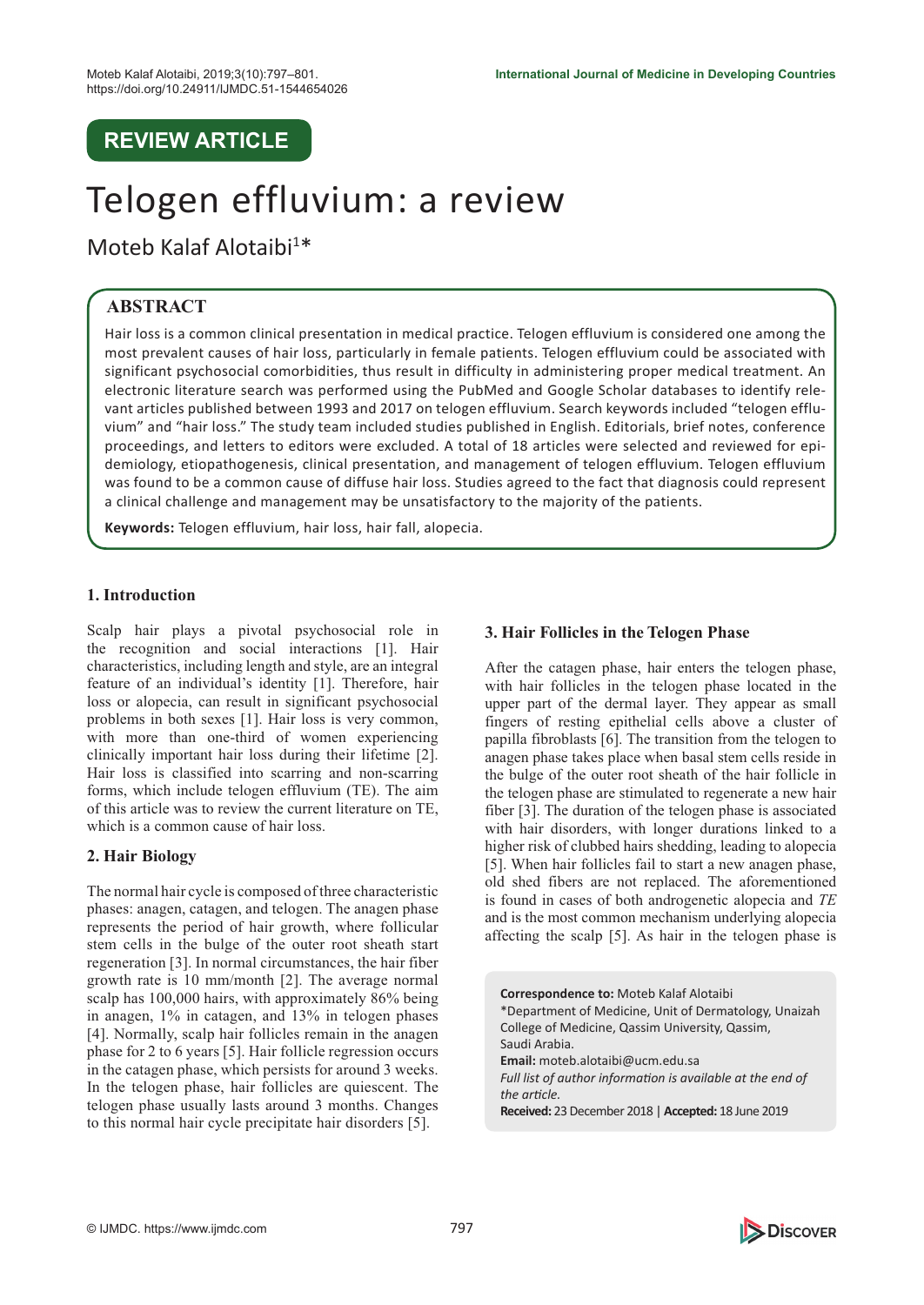## REVIEW ARTICLE

# Telogen effluvium: a review

Moteb Kalaf Alotaibi[1]*

## ABSTRACT

Hair loss is a common clinical presentation in medical practice. Telogen effluvium is considered one among the most prevalent causes of hair loss, particularly in female patients. Telogen effluvium could be associated with significant psychosocial comorbidities, thus result in difficulty in administering proper medical treatment. An electronic literature search was performed using the PubMed and Google Scholar databases to identify relevant articles published between 1993 and 2017 on telogen effluvium. Search keywords included "telogen effluvium" and "hair loss." The study team included studies published in English. Editorials, brief notes, conference proceedings, and letters to editors were excluded. A total of 18 articles were selected and reviewed for epidemiology, etiopathogenesis, clinical presentation, and management of telogen effluvium. Telogen effluvium was found to be a common cause of diffuse hair loss. Studies agreed to the fact that diagnosis could represent a clinical challenge and management may be unsatisfactory to the majority of the patients.

**Keywords:** Telogen effluvium, hair loss, hair fall, alopecia.

### 1. Introduction

Scalp hair plays a pivotal psychosocial role in the recognition and social interactions [1]. Hair characteristics, including length and style, are an integral feature of an individual's identity [1]. Therefore, hair loss or alopecia, can result in significant psychosocial problems in both sexes [1]. Hair loss is very common, with more than one-third of women experiencing clinically important hair loss during their lifetime [2]. Hair loss is classified into scarring and non-scarring forms, which include telogen effluvium (TE). The aim of this article was to review the current literature on TE, which is a common cause of hair loss.

### 2. Hair Biology

The normal hair cycle is composed of three characteristic phases: anagen, catagen, and telogen. The anagen phase represents the period of hair growth, where follicular stem cells in the bulge of the outer root sheath start regeneration [3]. In normal circumstances, the hair fiber growth rate is 10 mm/month [2]. The average normal scalp has 100,000 hairs, with approximately 86% being in anagen, 1% in catagen, and 13% in telogen phases [4]. Normally, scalp hair follicles remain in the anagen phase for 2 to 6 years [5]. Hair follicle regression occurs in the catagen phase, which persists for around 3 weeks. In the telogen phase, hair follicles are quiescent. The telogen phase usually lasts around 3 months. Changes to this normal hair cycle precipitate hair disorders [5].

### 3. Hair Follicles in the Telogen Phase

After the catagen phase, hair enters the telogen phase, with hair follicles in the telogen phase located in the upper part of the dermal layer. They appear as small fingers of resting epithelial cells above a cluster of papilla fibroblasts [6]. The transition from the telogen to anagen phase takes place when basal stem cells reside in the bulge of the outer root sheath of the hair follicle in the telogen phase are stimulated to regenerate a new hair fiber [3]. The duration of the telogen phase is associated with hair disorders, with longer durations linked to a higher risk of clubbed hairs shedding, leading to alopecia [5]. When hair follicles fail to start a new anagen phase, old shed fibers are not replaced. The aforementioned is found in cases of both androgenetic alopecia and *TE* and is the most common mechanism underlying alopecia affecting the scalp [5]. As hair in the telogen phase is

**Correspondence to:** Moteb Kalaf Alotaibi
*Department of Medicine, Unit of Dermatology, Unaizah College of Medicine, Qassim University, Qassim, Saudi Arabia.
**Email:** moteb.alotaibi@ucm.edu.sa
*Full list of author information is available at the end of the article.*
**Received:** 23 December 2018 | **Accepted:** 18 June 2019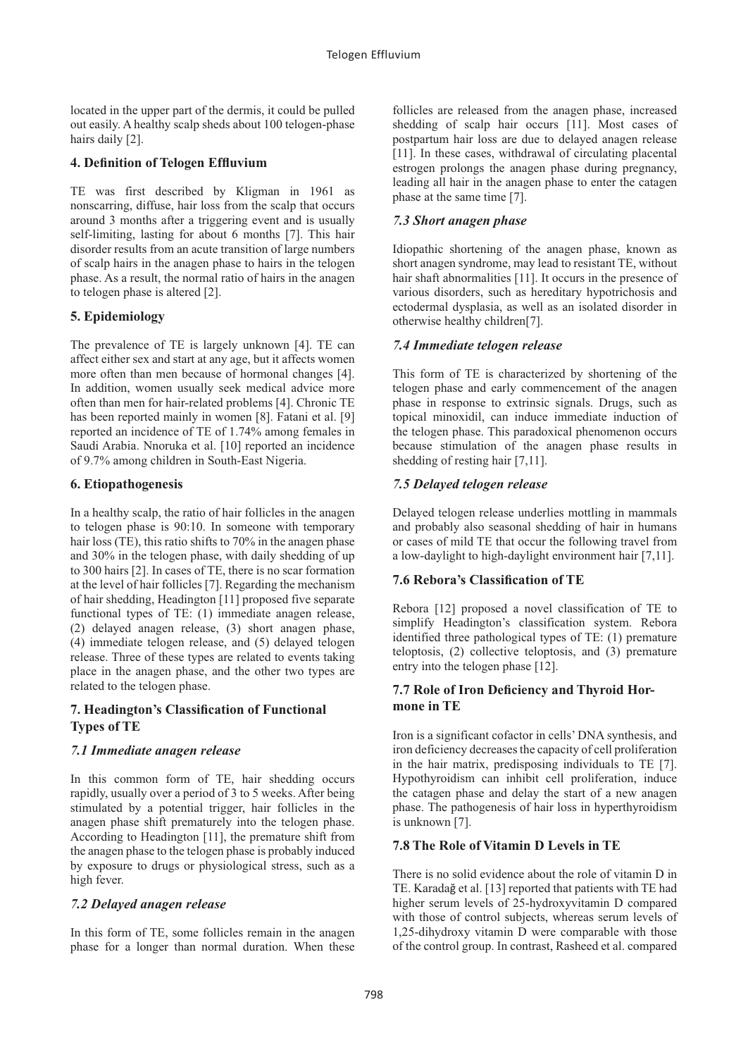located in the upper part of the dermis, it could be pulled out easily. A healthy scalp sheds about 100 telogen-phase hairs daily [2].

## 4. Definition of Telogen Effluvium

TE was first described by Kligman in 1961 as nonscarring, diffuse, hair loss from the scalp that occurs around 3 months after a triggering event and is usually self-limiting, lasting for about 6 months [7]. This hair disorder results from an acute transition of large numbers of scalp hairs in the anagen phase to hairs in the telogen phase. As a result, the normal ratio of hairs in the anagen to telogen phase is altered [2].

## 5. Epidemiology

The prevalence of TE is largely unknown [4]. TE can affect either sex and start at any age, but it affects women more often than men because of hormonal changes [4]. In addition, women usually seek medical advice more often than men for hair-related problems [4]. Chronic TE has been reported mainly in women [8]. Fatani et al. [9] reported an incidence of TE of 1.74% among females in Saudi Arabia. Nnoruka et al. [10] reported an incidence of 9.7% among children in South-East Nigeria.

## 6. Etiopathogenesis

In a healthy scalp, the ratio of hair follicles in the anagen to telogen phase is 90:10. In someone with temporary hair loss (TE), this ratio shifts to 70% in the anagen phase and 30% in the telogen phase, with daily shedding of up to 300 hairs [2]. In cases of TE, there is no scar formation at the level of hair follicles [7]. Regarding the mechanism of hair shedding, Headington [11] proposed five separate functional types of TE: (1) immediate anagen release, (2) delayed anagen release, (3) short anagen phase, (4) immediate telogen release, and (5) delayed telogen release. Three of these types are related to events taking place in the anagen phase, and the other two types are related to the telogen phase.

## 7. Headington's Classification of Functional Types of TE

### *7.1 Immediate anagen release*

In this common form of TE, hair shedding occurs rapidly, usually over a period of 3 to 5 weeks. After being stimulated by a potential trigger, hair follicles in the anagen phase shift prematurely into the telogen phase. According to Headington [11], the premature shift from the anagen phase to the telogen phase is probably induced by exposure to drugs or physiological stress, such as a high fever.

### *7.2 Delayed anagen release*

In this form of TE, some follicles remain in the anagen phase for a longer than normal duration. When these follicles are released from the anagen phase, increased shedding of scalp hair occurs [11]. Most cases of postpartum hair loss are due to delayed anagen release [11]. In these cases, withdrawal of circulating placental estrogen prolongs the anagen phase during pregnancy, leading all hair in the anagen phase to enter the catagen phase at the same time [7].

### *7.3 Short anagen phase*

Idiopathic shortening of the anagen phase, known as short anagen syndrome, may lead to resistant TE, without hair shaft abnormalities [11]. It occurs in the presence of various disorders, such as hereditary hypotrichosis and ectodermal dysplasia, as well as an isolated disorder in otherwise healthy children[7].

### *7.4 Immediate telogen release*

This form of TE is characterized by shortening of the telogen phase and early commencement of the anagen phase in response to extrinsic signals. Drugs, such as topical minoxidil, can induce immediate induction of the telogen phase. This paradoxical phenomenon occurs because stimulation of the anagen phase results in shedding of resting hair [7,11].

### *7.5 Delayed telogen release*

Delayed telogen release underlies mottling in mammals and probably also seasonal shedding of hair in humans or cases of mild TE that occur the following travel from a low-daylight to high-daylight environment hair [7,11].

### 7.6 Rebora's Classification of TE

Rebora [12] proposed a novel classification of TE to simplify Headington's classification system. Rebora identified three pathological types of TE: (1) premature teloptosis, (2) collective teloptosis, and (3) premature entry into the telogen phase [12].

### 7.7 Role of Iron Deficiency and Thyroid Hormone in TE

Iron is a significant cofactor in cells' DNA synthesis, and iron deficiency decreases the capacity of cell proliferation in the hair matrix, predisposing individuals to TE [7]. Hypothyroidism can inhibit cell proliferation, induce the catagen phase and delay the start of a new anagen phase. The pathogenesis of hair loss in hyperthyroidism is unknown [7].

### 7.8 The Role of Vitamin D Levels in TE

There is no solid evidence about the role of vitamin D in TE. Karadağ et al. [13] reported that patients with TE had higher serum levels of 25-hydroxyvitamin D compared with those of control subjects, whereas serum levels of 1,25-dihydroxy vitamin D were comparable with those of the control group. In contrast, Rasheed et al. compared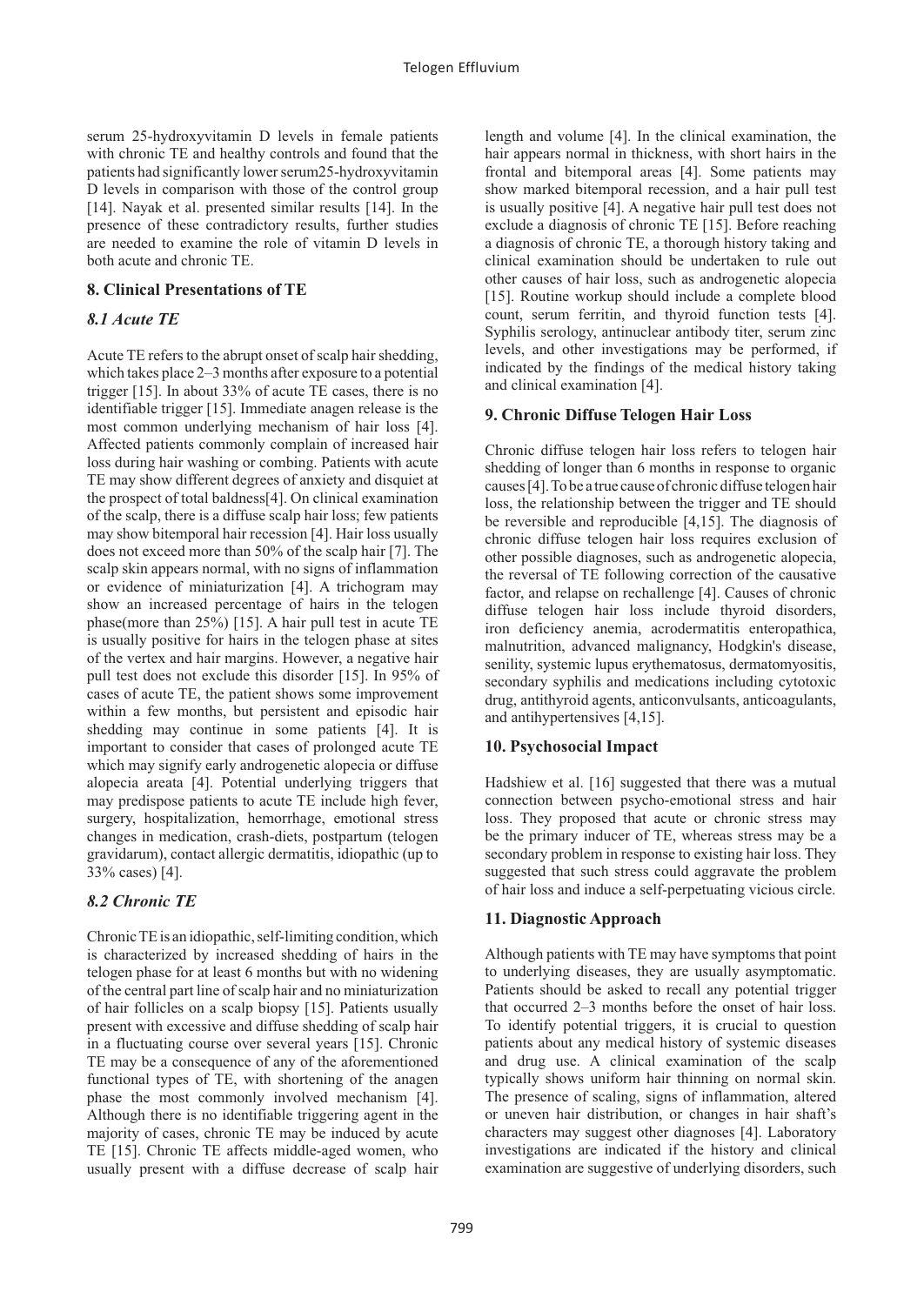serum 25-hydroxyvitamin D levels in female patients with chronic TE and healthy controls and found that the patients had significantly lower serum25-hydroxyvitamin D levels in comparison with those of the control group [14]. Nayak et al. presented similar results [14]. In the presence of these contradictory results, further studies are needed to examine the role of vitamin D levels in both acute and chronic TE.

## 8. Clinical Presentations of TE

### *8.1 Acute TE*

Acute TE refers to the abrupt onset of scalp hair shedding, which takes place 2–3 months after exposure to a potential trigger [15]. In about 33% of acute TE cases, there is no identifiable trigger [15]. Immediate anagen release is the most common underlying mechanism of hair loss [4]. Affected patients commonly complain of increased hair loss during hair washing or combing. Patients with acute TE may show different degrees of anxiety and disquiet at the prospect of total baldness[4]. On clinical examination of the scalp, there is a diffuse scalp hair loss; few patients may show bitemporal hair recession [4]. Hair loss usually does not exceed more than 50% of the scalp hair [7]. The scalp skin appears normal, with no signs of inflammation or evidence of miniaturization [4]. A trichogram may show an increased percentage of hairs in the telogen phase(more than 25%) [15]. A hair pull test in acute TE is usually positive for hairs in the telogen phase at sites of the vertex and hair margins. However, a negative hair pull test does not exclude this disorder [15]. In 95% of cases of acute TE, the patient shows some improvement within a few months, but persistent and episodic hair shedding may continue in some patients [4]. It is important to consider that cases of prolonged acute TE which may signify early androgenetic alopecia or diffuse alopecia areata [4]. Potential underlying triggers that may predispose patients to acute TE include high fever, surgery, hospitalization, hemorrhage, emotional stress changes in medication, crash-diets, postpartum (telogen gravidarum), contact allergic dermatitis, idiopathic (up to 33% cases) [4].

### *8.2 Chronic TE*

Chronic TE is an idiopathic, self-limiting condition, which is characterized by increased shedding of hairs in the telogen phase for at least 6 months but with no widening of the central part line of scalp hair and no miniaturization of hair follicles on a scalp biopsy [15]. Patients usually present with excessive and diffuse shedding of scalp hair in a fluctuating course over several years [15]. Chronic TE may be a consequence of any of the aforementioned functional types of TE, with shortening of the anagen phase the most commonly involved mechanism [4]. Although there is no identifiable triggering agent in the majority of cases, chronic TE may be induced by acute TE [15]. Chronic TE affects middle-aged women, who usually present with a diffuse decrease of scalp hair length and volume [4]. In the clinical examination, the hair appears normal in thickness, with short hairs in the frontal and bitemporal areas [4]. Some patients may show marked bitemporal recession, and a hair pull test is usually positive [4]. A negative hair pull test does not exclude a diagnosis of chronic TE [15]. Before reaching a diagnosis of chronic TE, a thorough history taking and clinical examination should be undertaken to rule out other causes of hair loss, such as androgenetic alopecia [15]. Routine workup should include a complete blood count, serum ferritin, and thyroid function tests [4]. Syphilis serology, antinuclear antibody titer, serum zinc levels, and other investigations may be performed, if indicated by the findings of the medical history taking and clinical examination [4].

## 9. Chronic Diffuse Telogen Hair Loss

Chronic diffuse telogen hair loss refers to telogen hair shedding of longer than 6 months in response to organic causes [4]. To be a true cause of chronic diffuse telogen hair loss, the relationship between the trigger and TE should be reversible and reproducible [4,15]. The diagnosis of chronic diffuse telogen hair loss requires exclusion of other possible diagnoses, such as androgenetic alopecia, the reversal of TE following correction of the causative factor, and relapse on rechallenge [4]. Causes of chronic diffuse telogen hair loss include thyroid disorders, iron deficiency anemia, acrodermatitis enteropathica, malnutrition, advanced malignancy, Hodgkin's disease, senility, systemic lupus erythematosus, dermatomyositis, secondary syphilis and medications including cytotoxic drug, antithyroid agents, anticonvulsants, anticoagulants, and antihypertensives [4,15].

## 10. Psychosocial Impact

Hadshiew et al. [16] suggested that there was a mutual connection between psycho-emotional stress and hair loss. They proposed that acute or chronic stress may be the primary inducer of TE, whereas stress may be a secondary problem in response to existing hair loss. They suggested that such stress could aggravate the problem of hair loss and induce a self-perpetuating vicious circle.

## 11. Diagnostic Approach

Although patients with TE may have symptoms that point to underlying diseases, they are usually asymptomatic. Patients should be asked to recall any potential trigger that occurred 2–3 months before the onset of hair loss. To identify potential triggers, it is crucial to question patients about any medical history of systemic diseases and drug use. A clinical examination of the scalp typically shows uniform hair thinning on normal skin. The presence of scaling, signs of inflammation, altered or uneven hair distribution, or changes in hair shaft's characters may suggest other diagnoses [4]. Laboratory investigations are indicated if the history and clinical examination are suggestive of underlying disorders, such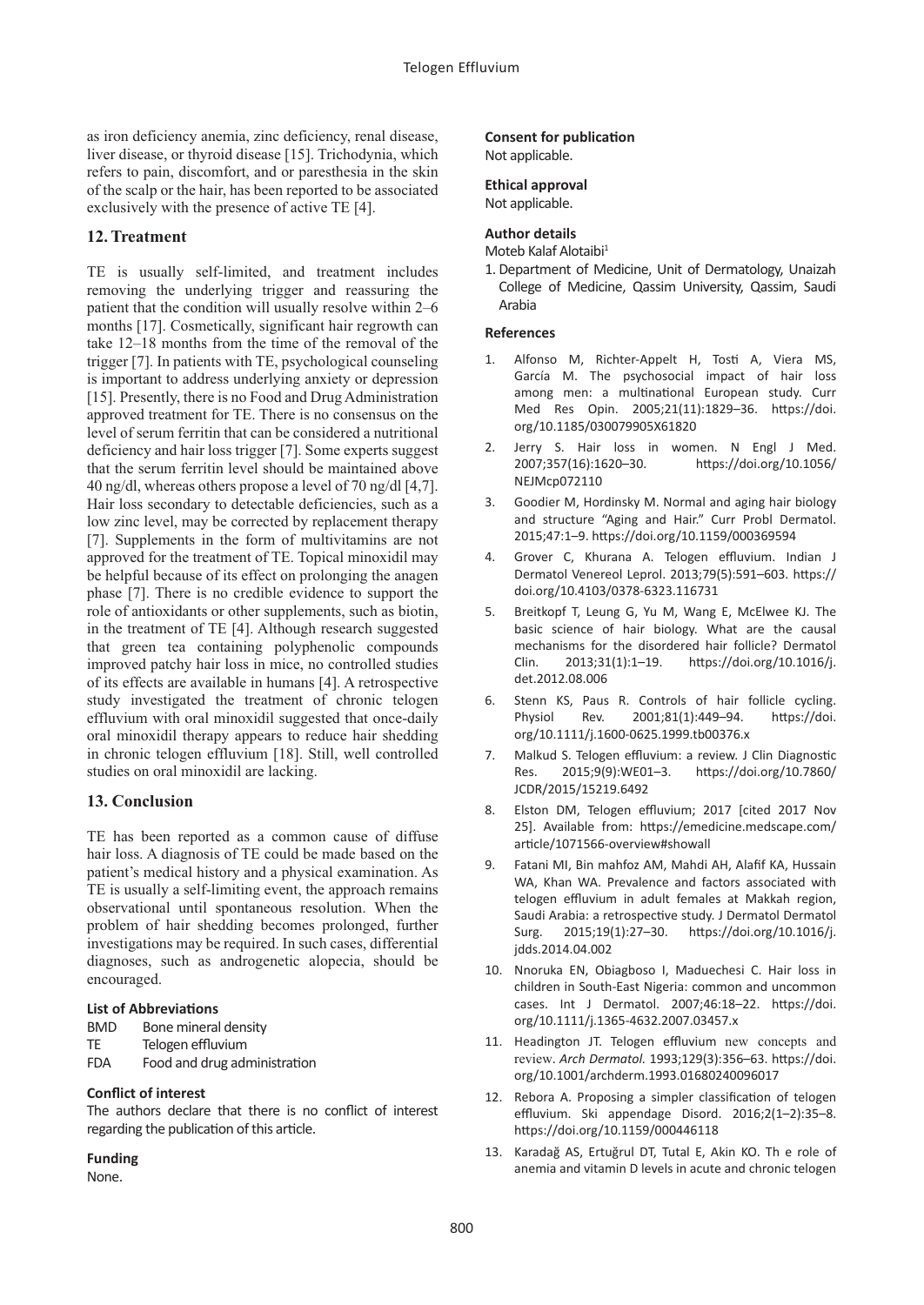as iron deficiency anemia, zinc deficiency, renal disease, liver disease, or thyroid disease [15]. Trichodynia, which refers to pain, discomfort, and or paresthesia in the skin of the scalp or the hair, has been reported to be associated exclusively with the presence of active TE [4].

## 12. Treatment

TE is usually self-limited, and treatment includes removing the underlying trigger and reassuring the patient that the condition will usually resolve within 2–6 months [17]. Cosmetically, significant hair regrowth can take 12–18 months from the time of the removal of the trigger [7]. In patients with TE, psychological counseling is important to address underlying anxiety or depression [15]. Presently, there is no Food and Drug Administration approved treatment for TE. There is no consensus on the level of serum ferritin that can be considered a nutritional deficiency and hair loss trigger [7]. Some experts suggest that the serum ferritin level should be maintained above 40 ng/dl, whereas others propose a level of 70 ng/dl [4,7]. Hair loss secondary to detectable deficiencies, such as a low zinc level, may be corrected by replacement therapy [7]. Supplements in the form of multivitamins are not approved for the treatment of TE. Topical minoxidil may be helpful because of its effect on prolonging the anagen phase [7]. There is no credible evidence to support the role of antioxidants or other supplements, such as biotin, in the treatment of TE [4]. Although research suggested that green tea containing polyphenolic compounds improved patchy hair loss in mice, no controlled studies of its effects are available in humans [4]. A retrospective study investigated the treatment of chronic telogen effluvium with oral minoxidil suggested that once-daily oral minoxidil therapy appears to reduce hair shedding in chronic telogen effluvium [18]. Still, well controlled studies on oral minoxidil are lacking.

## 13. Conclusion

TE has been reported as a common cause of diffuse hair loss. A diagnosis of TE could be made based on the patient's medical history and a physical examination. As TE is usually a self-limiting event, the approach remains observational until spontaneous resolution. When the problem of hair shedding becomes prolonged, further investigations may be required. In such cases, differential diagnoses, such as androgenetic alopecia, should be encouraged.

### List of Abbreviations

BMD Bone mineral density
TE Telogen effluvium
FDA Food and drug administration

### Conflict of interest

The authors declare that there is no conflict of interest regarding the publication of this article.

### Funding

None.

### Consent for publication

Not applicable.

### Ethical approval

Not applicable.

### Author details

Moteb Kalaf Alotaibi[1]

1. Department of Medicine, Unit of Dermatology, Unaizah College of Medicine, Qassim University, Qassim, Saudi Arabia

### References

1. Alfonso M, Richter-Appelt H, Tosti A, Viera MS, García M. The psychosocial impact of hair loss among men: a multinational European study. Curr Med Res Opin. 2005;21(11):1829–36. https://doi.org/10.1185/030079905X61820
2. Jerry S. Hair loss in women. N Engl J Med. 2007;357(16):1620–30. https://doi.org/10.1056/NEJMcp072110
3. Goodier M, Hordinsky M. Normal and aging hair biology and structure "Aging and Hair." Curr Probl Dermatol. 2015;47:1–9. https://doi.org/10.1159/000369594
4. Grover C, Khurana A. Telogen effluvium. Indian J Dermatol Venereol Leprol. 2013;79(5):591–603. https://doi.org/10.4103/0378-6323.116731
5. Breitkopf T, Leung G, Yu M, Wang E, McElwee KJ. The basic science of hair biology. What are the causal mechanisms for the disordered hair follicle? Dermatol Clin. 2013;31(1):1–19. https://doi.org/10.1016/j.det.2012.08.006
6. Stenn KS, Paus R. Controls of hair follicle cycling. Physiol Rev. 2001;81(1):449–94. https://doi.org/10.1111/j.1600-0625.1999.tb00376.x
7. Malkud S. Telogen effluvium: a review. J Clin Diagnostic Res. 2015;9(9):WE01–3. https://doi.org/10.7860/JCDR/2015/15219.6492
8. Elston DM, Telogen effluvium; 2017 [cited 2017 Nov 25]. Available from: https://emedicine.medscape.com/article/1071566-overview#showall
9. Fatani MI, Bin mahfoz AM, Mahdi AH, Alafif KA, Hussain WA, Khan WA. Prevalence and factors associated with telogen effluvium in adult females at Makkah region, Saudi Arabia: a retrospective study. J Dermatol Dermatol Surg. 2015;19(1):27–30. https://doi.org/10.1016/j.jdds.2014.04.002
10. Nnoruka EN, Obiagboso I, Maduechesi C. Hair loss in children in South-East Nigeria: common and uncommon cases. Int J Dermatol. 2007;46:18–22. https://doi.org/10.1111/j.1365-4632.2007.03457.x
11. Headington JT. Telogen effluvium new concepts and review. *Arch Dermatol.* 1993;129(3):356–63. https://doi.org/10.1001/archderm.1993.01680240096017
12. Rebora A. Proposing a simpler classification of telogen effluvium. Ski appendage Disord. 2016;2(1–2):35–8. https://doi.org/10.1159/000446118
13. Karadağ AS, Ertuğrul DT, Tutal E, Akin KO. Th e role of anemia and vitamin D levels in acute and chronic telogen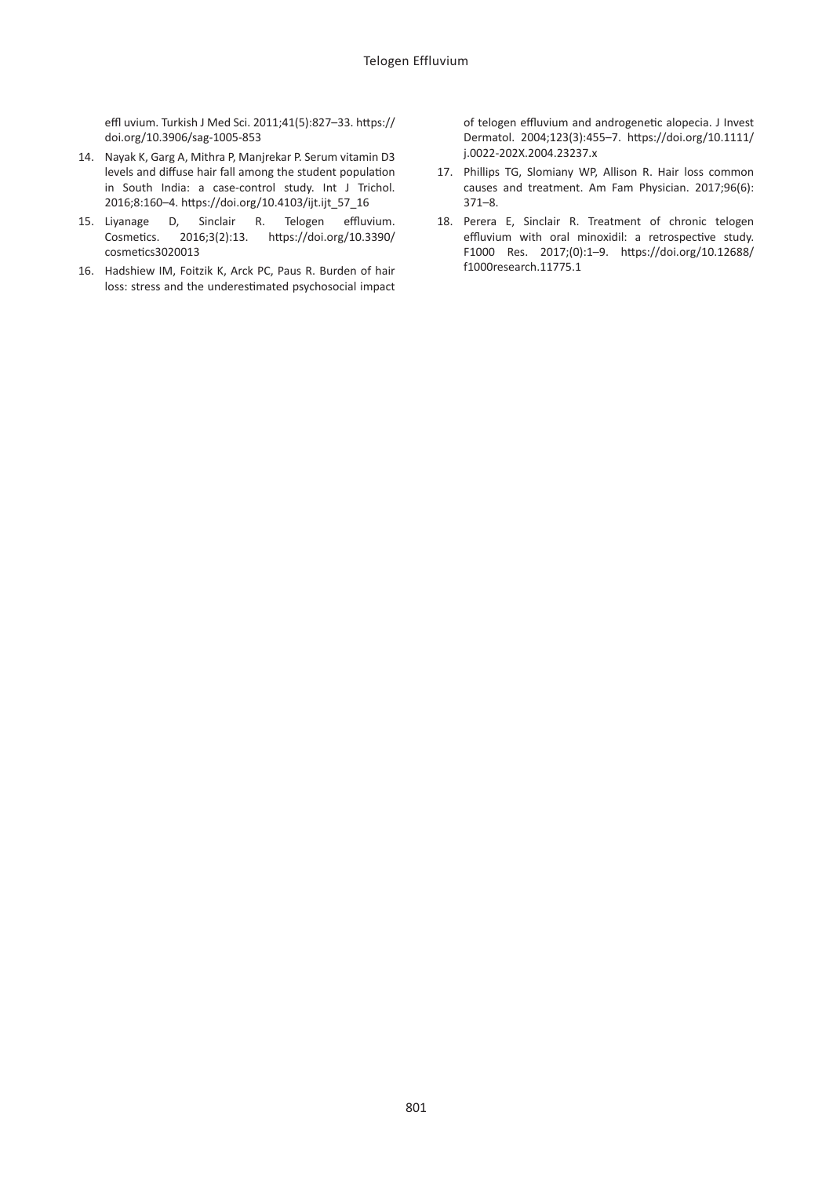effl uvium. Turkish J Med Sci. 2011;41(5):827–33. https://doi.org/10.3906/sag-1005-853

14. Nayak K, Garg A, Mithra P, Manjrekar P. Serum vitamin D3 levels and diffuse hair fall among the student population in South India: a case-control study. Int J Trichol. 2016;8:160–4. https://doi.org/10.4103/ijt.ijt_57_16
15. Liyanage D, Sinclair R. Telogen effluvium. Cosmetics. 2016;3(2):13. https://doi.org/10.3390/cosmetics3020013
16. Hadshiew IM, Foitzik K, Arck PC, Paus R. Burden of hair loss: stress and the underestimated psychosocial impact of telogen effluvium and androgenetic alopecia. J Invest Dermatol. 2004;123(3):455–7. https://doi.org/10.1111/j.0022-202X.2004.23237.x
17. Phillips TG, Slomiany WP, Allison R. Hair loss common causes and treatment. Am Fam Physician. 2017;96(6): 371–8.
18. Perera E, Sinclair R. Treatment of chronic telogen effluvium with oral minoxidil: a retrospective study. F1000 Res. 2017;(0):1–9. https://doi.org/10.12688/f1000research.11775.1